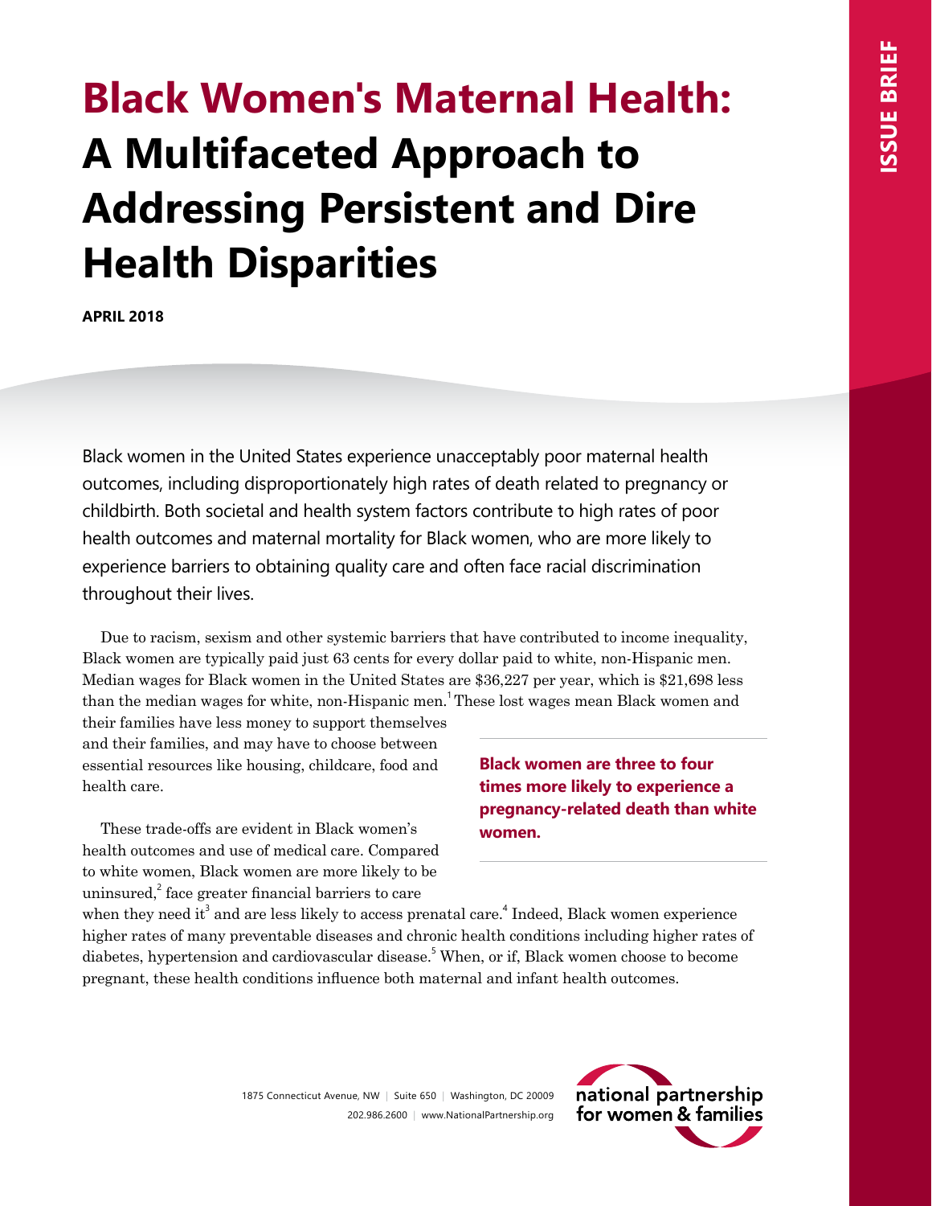# Black Women's Maternal Health: A Multifaceted Approach to Addressing Persistent and Dire Health Disparities

**APRIL 2018**

Black women in the United States experience unacceptably poor maternal health outcomes, including disproportionately high rates of death related to pregnancy or childbirth. Both societal and health system factors contribute to high rates of poor health outcomes and maternal mortality for Black women, who are more likely to experience barriers to obtaining quality care and often face racial discrimination throughout their lives.

Due to racism, sexism and other systemic barriers that have contributed to income inequality, Black women are typically paid just 63 cents for every dollar paid to white, non-Hispanic men. Median wages for Black women in the United States are $36,227 per year, which is $21,698 less than the median wages for white, non-Hispanic men.[1] These lost wages mean Black women and their families have less money to support themselves and their families, and may have to choose between essential resources like housing, childcare, food and health care.

**Black women are three to four times more likely to experience a pregnancy-related death than white women.**

These trade-offs are evident in Black women's health outcomes and use of medical care. Compared to white women, Black women are more likely to be uninsured,[2] face greater financial barriers to care when they need it[3] and are less likely to access prenatal care.[4] Indeed, Black women experience higher rates of many preventable diseases and chronic health conditions including higher rates of diabetes, hypertension and cardiovascular disease.[5] When, or if, Black women choose to become pregnant, these health conditions influence both maternal and infant health outcomes.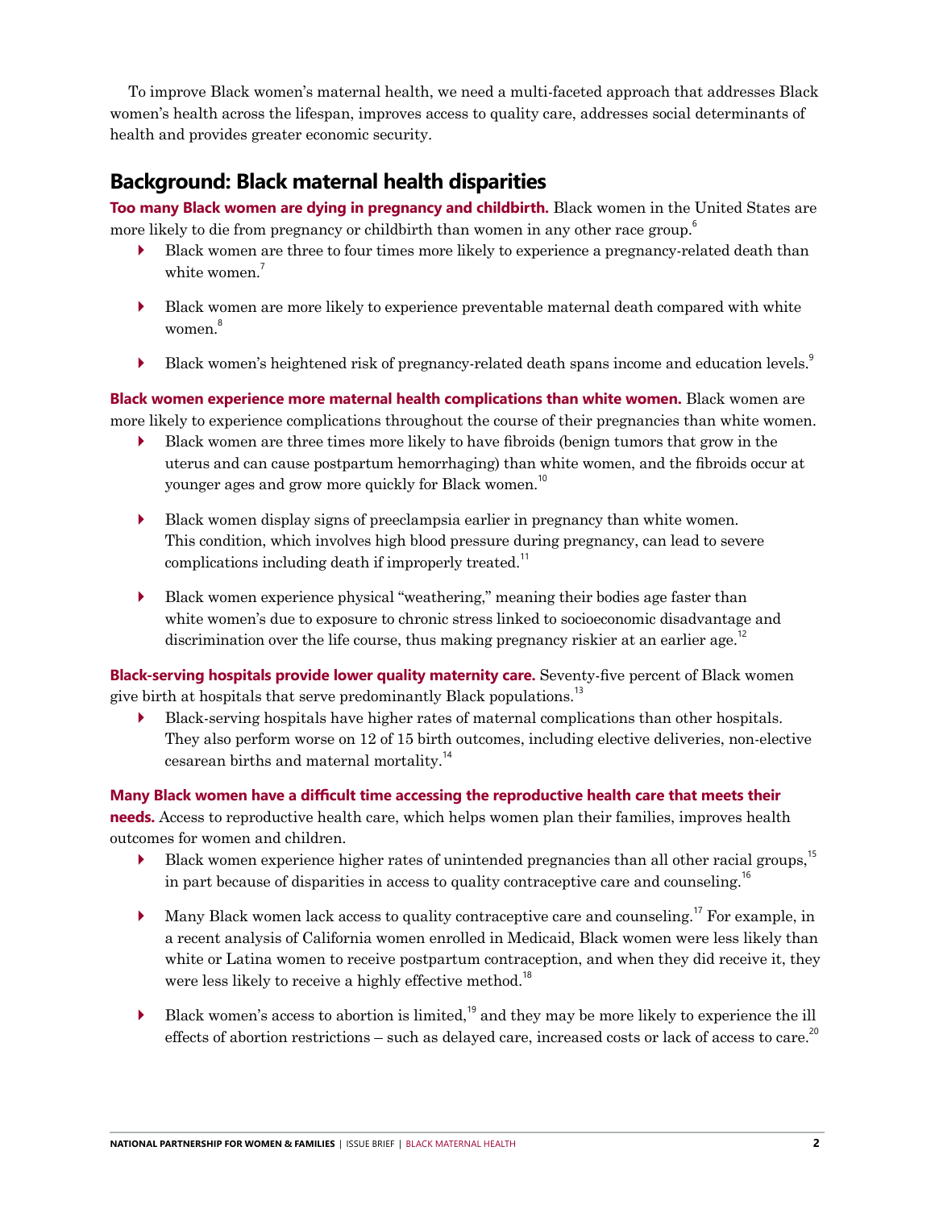To improve Black women's maternal health, we need a multi-faceted approach that addresses Black women's health across the lifespan, improves access to quality care, addresses social determinants of health and provides greater economic security.

## Background: Black maternal health disparities

**Too many Black women are dying in pregnancy and childbirth.** Black women in the United States are more likely to die from pregnancy or childbirth than women in any other race group.[6]

- Black women are three to four times more likely to experience a pregnancy-related death than white women.[7]
- Black women are more likely to experience preventable maternal death compared with white women.[8]
- Black women's heightened risk of pregnancy-related death spans income and education levels.[9]

**Black women experience more maternal health complications than white women.** Black women are more likely to experience complications throughout the course of their pregnancies than white women.

- Black women are three times more likely to have fibroids (benign tumors that grow in the uterus and can cause postpartum hemorrhaging) than white women, and the fibroids occur at younger ages and grow more quickly for Black women.[10]
- Black women display signs of preeclampsia earlier in pregnancy than white women. This condition, which involves high blood pressure during pregnancy, can lead to severe complications including death if improperly treated.[11]
- Black women experience physical "weathering," meaning their bodies age faster than white women's due to exposure to chronic stress linked to socioeconomic disadvantage and discrimination over the life course, thus making pregnancy riskier at an earlier age.[12]

**Black-serving hospitals provide lower quality maternity care.** Seventy-five percent of Black women give birth at hospitals that serve predominantly Black populations.[13]

- Black-serving hospitals have higher rates of maternal complications than other hospitals. They also perform worse on 12 of 15 birth outcomes, including elective deliveries, non-elective cesarean births and maternal mortality.[14]

**Many Black women have a difficult time accessing the reproductive health care that meets their needs.** Access to reproductive health care, which helps women plan their families, improves health outcomes for women and children.

- Black women experience higher rates of unintended pregnancies than all other racial groups,[15] in part because of disparities in access to quality contraceptive care and counseling.[16]
- Many Black women lack access to quality contraceptive care and counseling.[17] For example, in a recent analysis of California women enrolled in Medicaid, Black women were less likely than white or Latina women to receive postpartum contraception, and when they did receive it, they were less likely to receive a highly effective method.[18]
- Black women's access to abortion is limited,[19] and they may be more likely to experience the ill effects of abortion restrictions – such as delayed care, increased costs or lack of access to care.[20]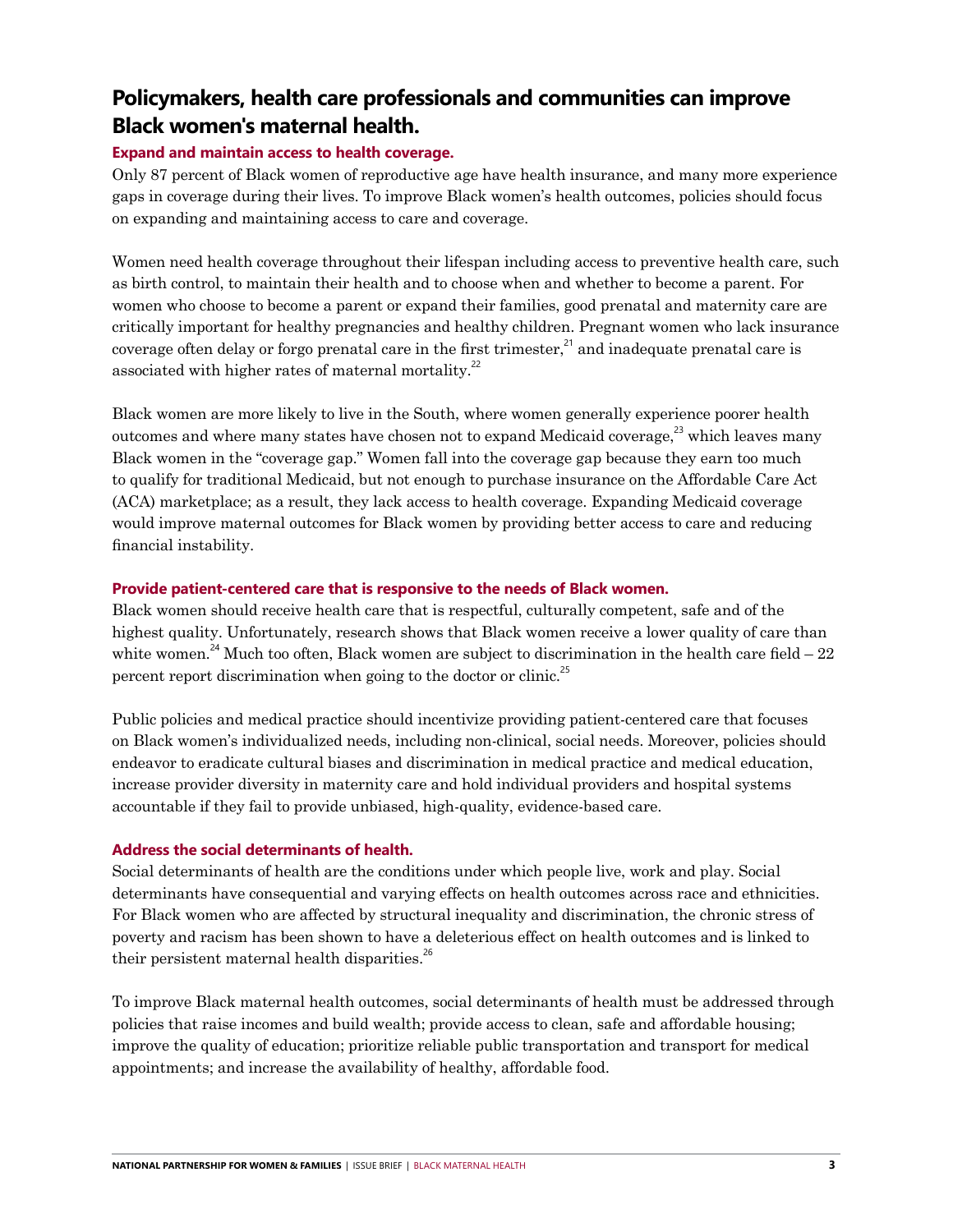## Policymakers, health care professionals and communities can improve Black women's maternal health.

### Expand and maintain access to health coverage.

Only 87 percent of Black women of reproductive age have health insurance, and many more experience gaps in coverage during their lives. To improve Black women's health outcomes, policies should focus on expanding and maintaining access to care and coverage.

Women need health coverage throughout their lifespan including access to preventive health care, such as birth control, to maintain their health and to choose when and whether to become a parent. For women who choose to become a parent or expand their families, good prenatal and maternity care are critically important for healthy pregnancies and healthy children. Pregnant women who lack insurance coverage often delay or forgo prenatal care in the first trimester,[21] and inadequate prenatal care is associated with higher rates of maternal mortality.[22]

Black women are more likely to live in the South, where women generally experience poorer health outcomes and where many states have chosen not to expand Medicaid coverage,[23] which leaves many Black women in the "coverage gap." Women fall into the coverage gap because they earn too much to qualify for traditional Medicaid, but not enough to purchase insurance on the Affordable Care Act (ACA) marketplace; as a result, they lack access to health coverage. Expanding Medicaid coverage would improve maternal outcomes for Black women by providing better access to care and reducing financial instability.

### Provide patient-centered care that is responsive to the needs of Black women.

Black women should receive health care that is respectful, culturally competent, safe and of the highest quality. Unfortunately, research shows that Black women receive a lower quality of care than white women.[24] Much too often, Black women are subject to discrimination in the health care field – 22 percent report discrimination when going to the doctor or clinic.[25]

Public policies and medical practice should incentivize providing patient-centered care that focuses on Black women's individualized needs, including non-clinical, social needs. Moreover, policies should endeavor to eradicate cultural biases and discrimination in medical practice and medical education, increase provider diversity in maternity care and hold individual providers and hospital systems accountable if they fail to provide unbiased, high-quality, evidence-based care.

### Address the social determinants of health.

Social determinants of health are the conditions under which people live, work and play. Social determinants have consequential and varying effects on health outcomes across race and ethnicities. For Black women who are affected by structural inequality and discrimination, the chronic stress of poverty and racism has been shown to have a deleterious effect on health outcomes and is linked to their persistent maternal health disparities.[26]

To improve Black maternal health outcomes, social determinants of health must be addressed through policies that raise incomes and build wealth; provide access to clean, safe and affordable housing; improve the quality of education; prioritize reliable public transportation and transport for medical appointments; and increase the availability of healthy, affordable food.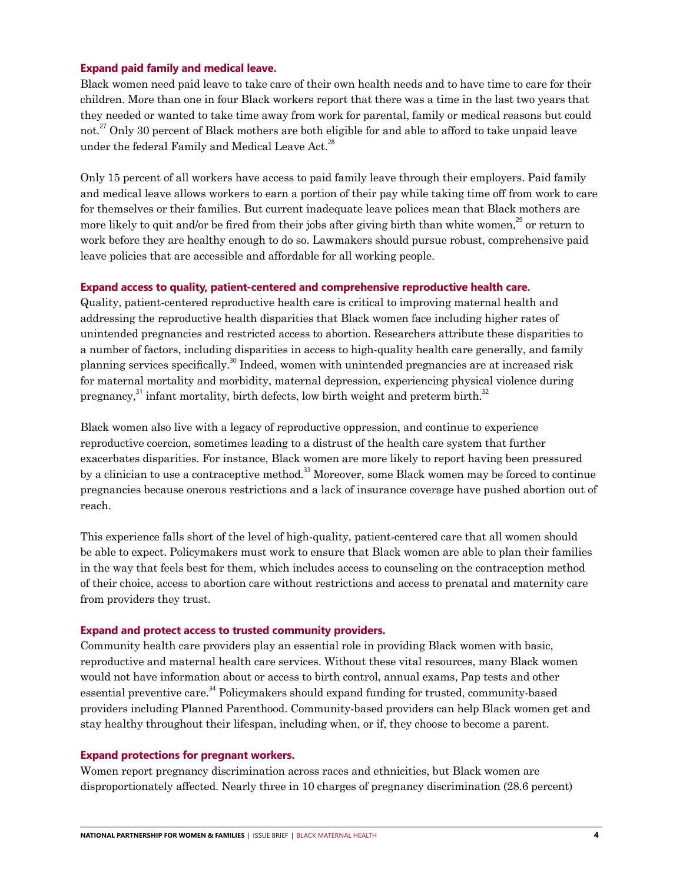### Expand paid family and medical leave.

Black women need paid leave to take care of their own health needs and to have time to care for their children. More than one in four Black workers report that there was a time in the last two years that they needed or wanted to take time away from work for parental, family or medical reasons but could not.[27] Only 30 percent of Black mothers are both eligible for and able to afford to take unpaid leave under the federal Family and Medical Leave Act.[28]

Only 15 percent of all workers have access to paid family leave through their employers. Paid family and medical leave allows workers to earn a portion of their pay while taking time off from work to care for themselves or their families. But current inadequate leave polices mean that Black mothers are more likely to quit and/or be fired from their jobs after giving birth than white women,[29] or return to work before they are healthy enough to do so. Lawmakers should pursue robust, comprehensive paid leave policies that are accessible and affordable for all working people.

### Expand access to quality, patient-centered and comprehensive reproductive health care.

Quality, patient-centered reproductive health care is critical to improving maternal health and addressing the reproductive health disparities that Black women face including higher rates of unintended pregnancies and restricted access to abortion. Researchers attribute these disparities to a number of factors, including disparities in access to high-quality health care generally, and family planning services specifically.[30] Indeed, women with unintended pregnancies are at increased risk for maternal mortality and morbidity, maternal depression, experiencing physical violence during pregnancy,[31] infant mortality, birth defects, low birth weight and preterm birth.[32]

Black women also live with a legacy of reproductive oppression, and continue to experience reproductive coercion, sometimes leading to a distrust of the health care system that further exacerbates disparities. For instance, Black women are more likely to report having been pressured by a clinician to use a contraceptive method.[33] Moreover, some Black women may be forced to continue pregnancies because onerous restrictions and a lack of insurance coverage have pushed abortion out of reach.

This experience falls short of the level of high-quality, patient-centered care that all women should be able to expect. Policymakers must work to ensure that Black women are able to plan their families in the way that feels best for them, which includes access to counseling on the contraception method of their choice, access to abortion care without restrictions and access to prenatal and maternity care from providers they trust.

### Expand and protect access to trusted community providers.

Community health care providers play an essential role in providing Black women with basic, reproductive and maternal health care services. Without these vital resources, many Black women would not have information about or access to birth control, annual exams, Pap tests and other essential preventive care.[34] Policymakers should expand funding for trusted, community-based providers including Planned Parenthood. Community-based providers can help Black women get and stay healthy throughout their lifespan, including when, or if, they choose to become a parent.

### Expand protections for pregnant workers.

Women report pregnancy discrimination across races and ethnicities, but Black women are disproportionately affected. Nearly three in 10 charges of pregnancy discrimination (28.6 percent)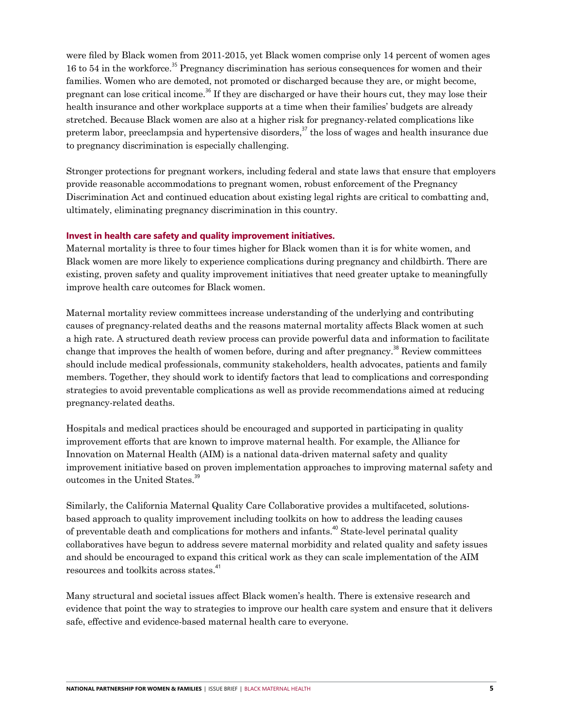were filed by Black women from 2011-2015, yet Black women comprise only 14 percent of women ages 16 to 54 in the workforce.[35] Pregnancy discrimination has serious consequences for women and their families. Women who are demoted, not promoted or discharged because they are, or might become, pregnant can lose critical income.[36] If they are discharged or have their hours cut, they may lose their health insurance and other workplace supports at a time when their families' budgets are already stretched. Because Black women are also at a higher risk for pregnancy-related complications like preterm labor, preeclampsia and hypertensive disorders,[37] the loss of wages and health insurance due to pregnancy discrimination is especially challenging.

Stronger protections for pregnant workers, including federal and state laws that ensure that employers provide reasonable accommodations to pregnant women, robust enforcement of the Pregnancy Discrimination Act and continued education about existing legal rights are critical to combatting and, ultimately, eliminating pregnancy discrimination in this country.

### Invest in health care safety and quality improvement initiatives.

Maternal mortality is three to four times higher for Black women than it is for white women, and Black women are more likely to experience complications during pregnancy and childbirth. There are existing, proven safety and quality improvement initiatives that need greater uptake to meaningfully improve health care outcomes for Black women.

Maternal mortality review committees increase understanding of the underlying and contributing causes of pregnancy-related deaths and the reasons maternal mortality affects Black women at such a high rate. A structured death review process can provide powerful data and information to facilitate change that improves the health of women before, during and after pregnancy.[38] Review committees should include medical professionals, community stakeholders, health advocates, patients and family members. Together, they should work to identify factors that lead to complications and corresponding strategies to avoid preventable complications as well as provide recommendations aimed at reducing pregnancy-related deaths.

Hospitals and medical practices should be encouraged and supported in participating in quality improvement efforts that are known to improve maternal health. For example, the Alliance for Innovation on Maternal Health (AIM) is a national data-driven maternal safety and quality improvement initiative based on proven implementation approaches to improving maternal safety and outcomes in the United States.[39]

Similarly, the California Maternal Quality Care Collaborative provides a multifaceted, solutions-based approach to quality improvement including toolkits on how to address the leading causes of preventable death and complications for mothers and infants.[40] State-level perinatal quality collaboratives have begun to address severe maternal morbidity and related quality and safety issues and should be encouraged to expand this critical work as they can scale implementation of the AIM resources and toolkits across states.[41]

Many structural and societal issues affect Black women's health. There is extensive research and evidence that point the way to strategies to improve our health care system and ensure that it delivers safe, effective and evidence-based maternal health care to everyone.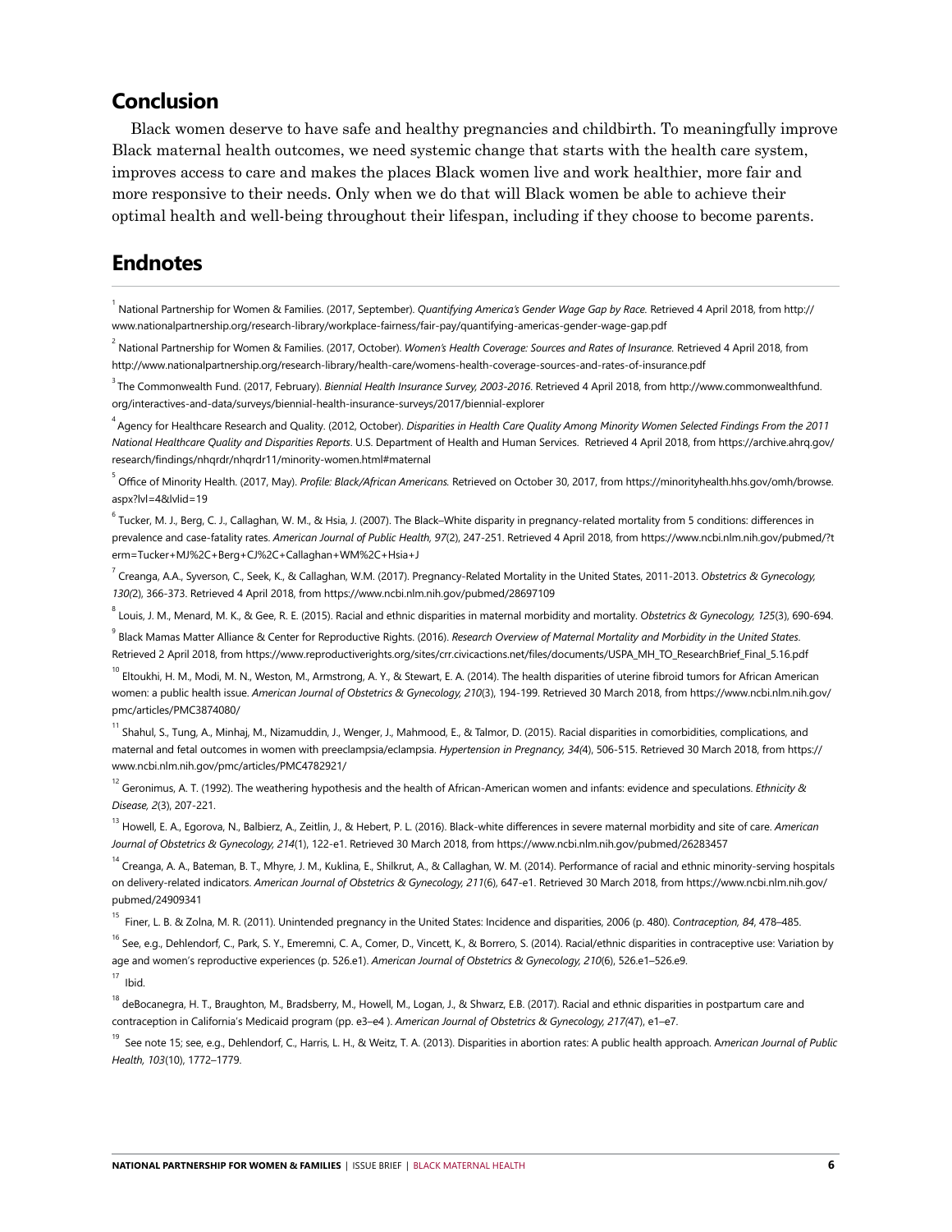## Conclusion

Black women deserve to have safe and healthy pregnancies and childbirth. To meaningfully improve Black maternal health outcomes, we need systemic change that starts with the health care system, improves access to care and makes the places Black women live and work healthier, more fair and more responsive to their needs. Only when we do that will Black women be able to achieve their optimal health and well-being throughout their lifespan, including if they choose to become parents.

## Endnotes

[1] National Partnership for Women & Families. (2017, September). *Quantifying America's Gender Wage Gap by Race.* Retrieved 4 April 2018, from http://www.nationalpartnership.org/research-library/workplace-fairness/fair-pay/quantifying-americas-gender-wage-gap.pdf

[2] National Partnership for Women & Families. (2017, October). *Women's Health Coverage: Sources and Rates of Insurance.* Retrieved 4 April 2018, from http://www.nationalpartnership.org/research-library/health-care/womens-health-coverage-sources-and-rates-of-insurance.pdf

[3] The Commonwealth Fund. (2017, February). *Biennial Health Insurance Survey, 2003-2016.* Retrieved 4 April 2018, from http://www.commonwealthfund.org/interactives-and-data/surveys/biennial-health-insurance-surveys/2017/biennial-explorer

[4] Agency for Healthcare Research and Quality. (2012, October). *Disparities in Health Care Quality Among Minority Women Selected Findings From the 2011 National Healthcare Quality and Disparities Reports*. U.S. Department of Health and Human Services. Retrieved 4 April 2018, from https://archive.ahrq.gov/research/findings/nhqrdr/nhqrdr11/minority-women.html#maternal

[5] Office of Minority Health. (2017, May). *Profile: Black/African Americans.* Retrieved on October 30, 2017, from https://minorityhealth.hhs.gov/omh/browse.aspx?lvl=4&lvlid=19

[6] Tucker, M. J., Berg, C. J., Callaghan, W. M., & Hsia, J. (2007). The Black–White disparity in pregnancy-related mortality from 5 conditions: differences in prevalence and case-fatality rates. *American Journal of Public Health, 97*(2), 247-251. Retrieved 4 April 2018, from https://www.ncbi.nlm.nih.gov/pubmed/?term=Tucker+MJ%2C+Berg+CJ%2C+Callaghan+WM%2C+Hsia+J

[7] Creanga, A.A., Syverson, C., Seek, K., & Callaghan, W.M. (2017). Pregnancy-Related Mortality in the United States, 2011-2013. *Obstetrics & Gynecology, 130(*2), 366-373. Retrieved 4 April 2018, from https://www.ncbi.nlm.nih.gov/pubmed/28697109

[8] Louis, J. M., Menard, M. K., & Gee, R. E. (2015). Racial and ethnic disparities in maternal morbidity and mortality. *Obstetrics & Gynecology, 125*(3), 690-694.

[9] Black Mamas Matter Alliance & Center for Reproductive Rights. (2016). *Research Overview of Maternal Mortality and Morbidity in the United States*. Retrieved 2 April 2018, from https://www.reproductiverights.org/sites/crr.civicactions.net/files/documents/USPA_MH_TO_ResearchBrief_Final_5.16.pdf

[10] Eltoukhi, H. M., Modi, M. N., Weston, M., Armstrong, A. Y., & Stewart, E. A. (2014). The health disparities of uterine fibroid tumors for African American women: a public health issue. *American Journal of Obstetrics & Gynecology, 210*(3), 194-199. Retrieved 30 March 2018, from https://www.ncbi.nlm.nih.gov/pmc/articles/PMC3874080/

[11] Shahul, S., Tung, A., Minhaj, M., Nizamuddin, J., Wenger, J., Mahmood, E., & Talmor, D. (2015). Racial disparities in comorbidities, complications, and maternal and fetal outcomes in women with preeclampsia/eclampsia. *Hypertension in Pregnancy, 34(*4), 506-515. Retrieved 30 March 2018, from https://www.ncbi.nlm.nih.gov/pmc/articles/PMC4782921/

[12] Geronimus, A. T. (1992). The weathering hypothesis and the health of African-American women and infants: evidence and speculations. *Ethnicity & Disease, 2*(3), 207-221.

[13] Howell, E. A., Egorova, N., Balbierz, A., Zeitlin, J., & Hebert, P. L. (2016). Black-white differences in severe maternal morbidity and site of care. *American Journal of Obstetrics & Gynecology, 214*(1), 122-e1. Retrieved 30 March 2018, from https://www.ncbi.nlm.nih.gov/pubmed/26283457

[14] Creanga, A. A., Bateman, B. T., Mhyre, J. M., Kuklina, E., Shilkrut, A., & Callaghan, W. M. (2014). Performance of racial and ethnic minority-serving hospitals on delivery-related indicators. *American Journal of Obstetrics & Gynecology, 211*(6), 647-e1. Retrieved 30 March 2018, from https://www.ncbi.nlm.nih.gov/pubmed/24909341

[15] Finer, L. B. & Zolna, M. R. (2011). Unintended pregnancy in the United States: Incidence and disparities, 2006 (p. 480). *Contraception, 84*, 478–485.

[16] See, e.g., Dehlendorf, C., Park, S. Y., Emeremni, C. A., Comer, D., Vincett, K., & Borrero, S. (2014). Racial/ethnic disparities in contraceptive use: Variation by age and women's reproductive experiences (p. 526.e1). *American Journal of Obstetrics & Gynecology, 210*(6), 526.e1–526.e9.

[17] Ibid.

[18] deBocanegra, H. T., Braughton, M., Bradsberry, M., Howell, M., Logan, J., & Shwarz, E.B. (2017). Racial and ethnic disparities in postpartum care and contraception in California's Medicaid program (pp. e3–e4 ). *American Journal of Obstetrics & Gynecology, 217(*47), e1–e7.

[19] See note 15; see, e.g., Dehlendorf, C., Harris, L. H., & Weitz, T. A. (2013). Disparities in abortion rates: A public health approach. A*merican Journal of Public Health, 103*(10), 1772–1779.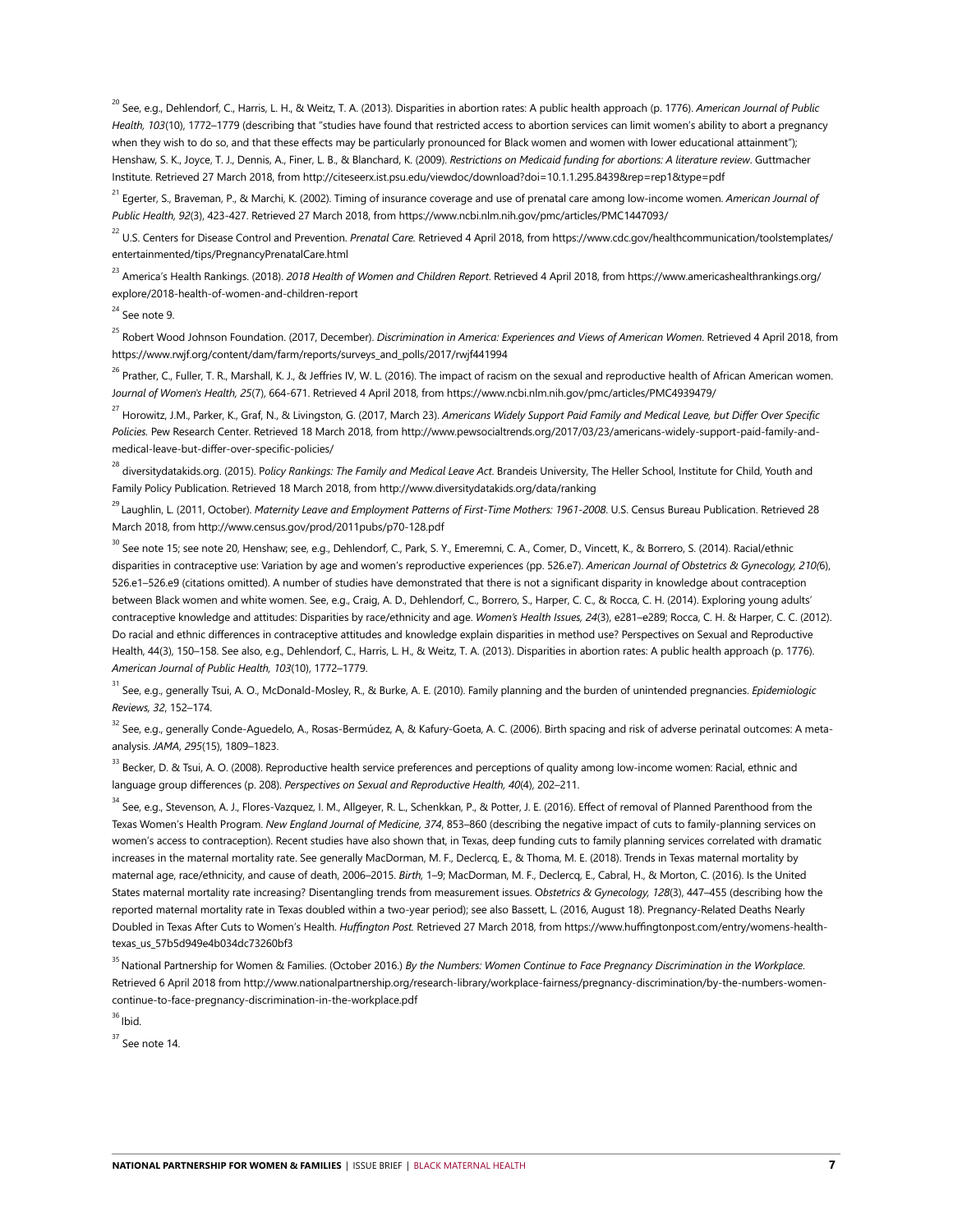[20] See, e.g., Dehlendorf, C., Harris, L. H., & Weitz, T. A. (2013). Disparities in abortion rates: A public health approach (p. 1776). *American Journal of Public Health, 103*(10), 1772–1779 (describing that "studies have found that restricted access to abortion services can limit women's ability to abort a pregnancy when they wish to do so, and that these effects may be particularly pronounced for Black women and women with lower educational attainment"); Henshaw, S. K., Joyce, T. J., Dennis, A., Finer, L. B., & Blanchard, K. (2009). *Restrictions on Medicaid funding for abortions: A literature review*. Guttmacher Institute. Retrieved 27 March 2018, from http://citeseerx.ist.psu.edu/viewdoc/download?doi=10.1.1.295.8439&rep=rep1&type=pdf

[21] Egerter, S., Braveman, P., & Marchi, K. (2002). Timing of insurance coverage and use of prenatal care among low-income women. *American Journal of Public Health, 92*(3), 423-427. Retrieved 27 March 2018, from https://www.ncbi.nlm.nih.gov/pmc/articles/PMC1447093/

[22] U.S. Centers for Disease Control and Prevention. *Prenatal Care.* Retrieved 4 April 2018, from https://www.cdc.gov/healthcommunication/toolstemplates/entertainmented/tips/PregnancyPrenatalCare.html

[23] America's Health Rankings. (2018). *2018 Health of Women and Children Report*. Retrieved 4 April 2018, from https://www.americashealthrankings.org/explore/2018-health-of-women-and-children-report

[24] See note 9.

[25] Robert Wood Johnson Foundation. (2017, December). *Discrimination in America: Experiences and Views of American Women*. Retrieved 4 April 2018, from https://www.rwjf.org/content/dam/farm/reports/surveys_and_polls/2017/rwjf441994

[26] Prather, C., Fuller, T. R., Marshall, K. J., & Jeffries IV, W. L. (2016). The impact of racism on the sexual and reproductive health of African American women. *Journal of Women's Health, 25*(7), 664-671. Retrieved 4 April 2018, from https://www.ncbi.nlm.nih.gov/pmc/articles/PMC4939479/

[27] Horowitz, J.M., Parker, K., Graf, N., & Livingston, G. (2017, March 23). *Americans Widely Support Paid Family and Medical Leave, but Differ Over Specific Policies.* Pew Research Center. Retrieved 18 March 2018, from http://www.pewsocialtrends.org/2017/03/23/americans-widely-support-paid-family-and-medical-leave-but-differ-over-specific-policies/

[28] diversitydatakids.org. (2015). *Policy Rankings: The Family and Medical Leave Act*. Brandeis University, The Heller School, Institute for Child, Youth and Family Policy Publication. Retrieved 18 March 2018, from http://www.diversitydatakids.org/data/ranking

[29] Laughlin, L. (2011, October). *Maternity Leave and Employment Patterns of First-Time Mothers: 1961-2008*. U.S. Census Bureau Publication. Retrieved 28 March 2018, from http://www.census.gov/prod/2011pubs/p70-128.pdf

[30] See note 15; see note 20, Henshaw; see, e.g., Dehlendorf, C., Park, S. Y., Emeremni, C. A., Comer, D., Vincett, K., & Borrero, S. (2014). Racial/ethnic disparities in contraceptive use: Variation by age and women's reproductive experiences (pp. 526.e7). *American Journal of Obstetrics & Gynecology, 210*(6), 526.e1–526.e9 (citations omitted). A number of studies have demonstrated that there is not a significant disparity in knowledge about contraception between Black women and white women. See, e.g., Craig, A. D., Dehlendorf, C., Borrero, S., Harper, C. C., & Rocca, C. H. (2014). Exploring young adults' contraceptive knowledge and attitudes: Disparities by race/ethnicity and age. *Women's Health Issues, 24*(3), e281–e289; Rocca, C. H. & Harper, C. C. (2012). Do racial and ethnic differences in contraceptive attitudes and knowledge explain disparities in method use? Perspectives on Sexual and Reproductive Health, 44(3), 150–158. See also, e.g., Dehlendorf, C., Harris, L. H., & Weitz, T. A. (2013). Disparities in abortion rates: A public health approach (p. 1776). *American Journal of Public Health, 103*(10), 1772–1779.

[31] See, e.g., generally Tsui, A. O., McDonald-Mosley, R., & Burke, A. E. (2010). Family planning and the burden of unintended pregnancies. *Epidemiologic Reviews, 32*, 152–174.

[32] See, e.g., generally Conde-Aguedelo, A., Rosas-Bermúdez, A, & Kafury-Goeta, A. C. (2006). Birth spacing and risk of adverse perinatal outcomes: A meta-analysis. *JAMA, 295*(15), 1809–1823.

[33] Becker, D. & Tsui, A. O. (2008). Reproductive health service preferences and perceptions of quality among low-income women: Racial, ethnic and language group differences (p. 208). *Perspectives on Sexual and Reproductive Health, 40*(4), 202–211.

[34] See, e.g., Stevenson, A. J., Flores-Vazquez, I. M., Allgeyer, R. L., Schenkkan, P., & Potter, J. E. (2016). Effect of removal of Planned Parenthood from the Texas Women's Health Program. *New England Journal of Medicine, 374*, 853–860 (describing the negative impact of cuts to family-planning services on women's access to contraception). Recent studies have also shown that, in Texas, deep funding cuts to family planning services correlated with dramatic increases in the maternal mortality rate. See generally MacDorman, M. F., Declercq, E., & Thoma, M. E. (2018). Trends in Texas maternal mortality by maternal age, race/ethnicity, and cause of death, 2006–2015. *Birth*, 1–9; MacDorman, M. F., Declercq, E., Cabral, H., & Morton, C. (2016). Is the United States maternal mortality rate increasing? Disentangling trends from measurement issues. *Obstetrics & Gynecology, 128*(3), 447–455 (describing how the reported maternal mortality rate in Texas doubled within a two-year period); see also Bassett, L. (2016, August 18). Pregnancy-Related Deaths Nearly Doubled in Texas After Cuts to Women's Health. *Huffington Post.* Retrieved 27 March 2018, from https://www.huffingtonpost.com/entry/womens-health-texas_us_57b5d949e4b034dc73260bf3

[35] National Partnership for Women & Families. (October 2016.) *By the Numbers: Women Continue to Face Pregnancy Discrimination in the Workplace.* Retrieved 6 April 2018 from http://www.nationalpartnership.org/research-library/workplace-fairness/pregnancy-discrimination/by-the-numbers-women-continue-to-face-pregnancy-discrimination-in-the-workplace.pdf

[36] Ibid.

[37] See note 14.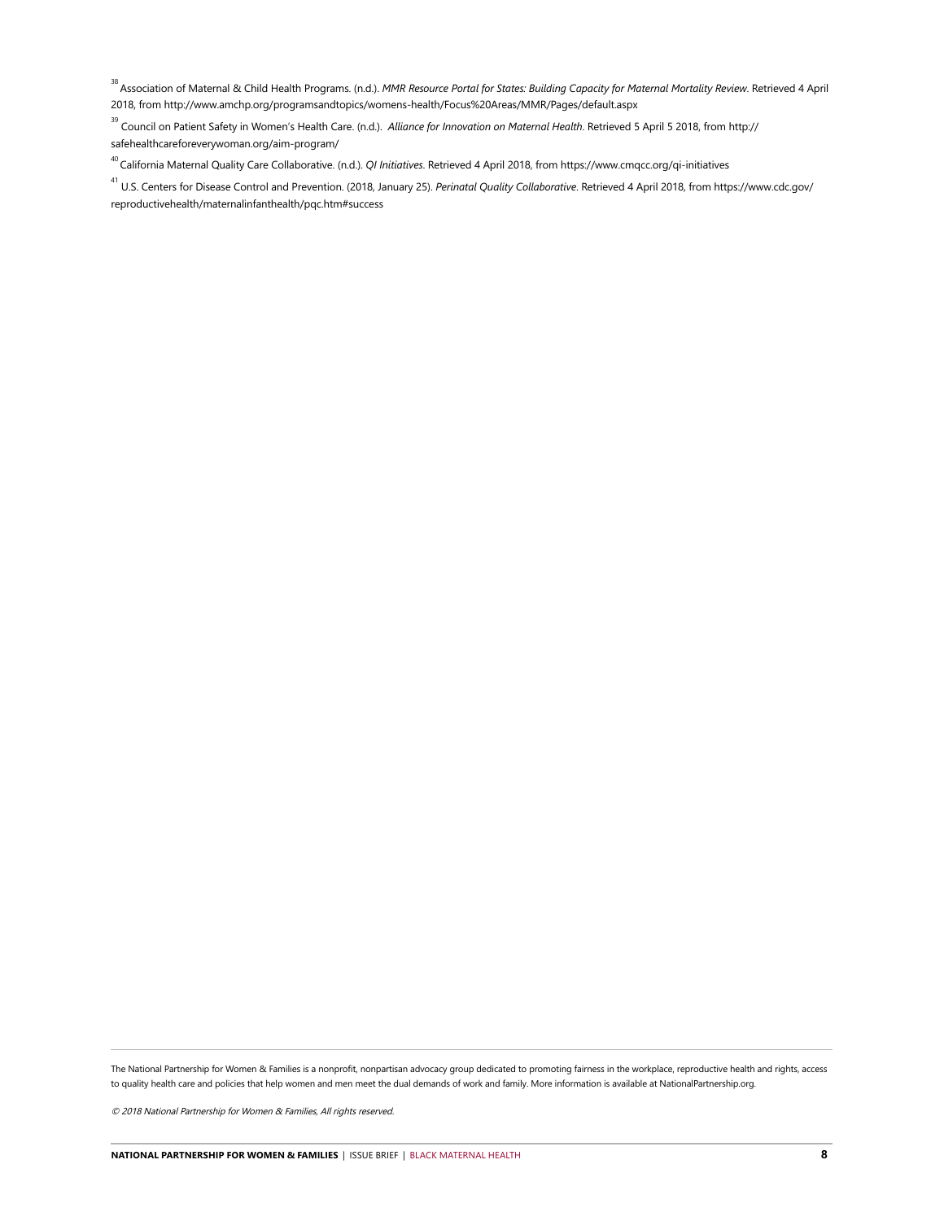[38] Association of Maternal & Child Health Programs. (n.d.). *MMR Resource Portal for States: Building Capacity for Maternal Mortality Review*. Retrieved 4 April 2018, from http://www.amchp.org/programsandtopics/womens-health/Focus%20Areas/MMR/Pages/default.aspx

[39] Council on Patient Safety in Women's Health Care. (n.d.). *Alliance for Innovation on Maternal Health*. Retrieved 5 April 5 2018, from http://safehealthcareforeverywoman.org/aim-program/

[40] California Maternal Quality Care Collaborative. (n.d.). *QI Initiatives*. Retrieved 4 April 2018, from https://www.cmqcc.org/qi-initiatives

[41] U.S. Centers for Disease Control and Prevention. (2018, January 25). *Perinatal Quality Collaborative*. Retrieved 4 April 2018, from https://www.cdc.gov/reproductivehealth/maternalinfanthealth/pqc.htm#success

---

The National Partnership for Women & Families is a nonprofit, nonpartisan advocacy group dedicated to promoting fairness in the workplace, reproductive health and rights, access to quality health care and policies that help women and men meet the dual demands of work and family. More information is available at NationalPartnership.org.

*© 2018 National Partnership for Women & Families, All rights reserved.*